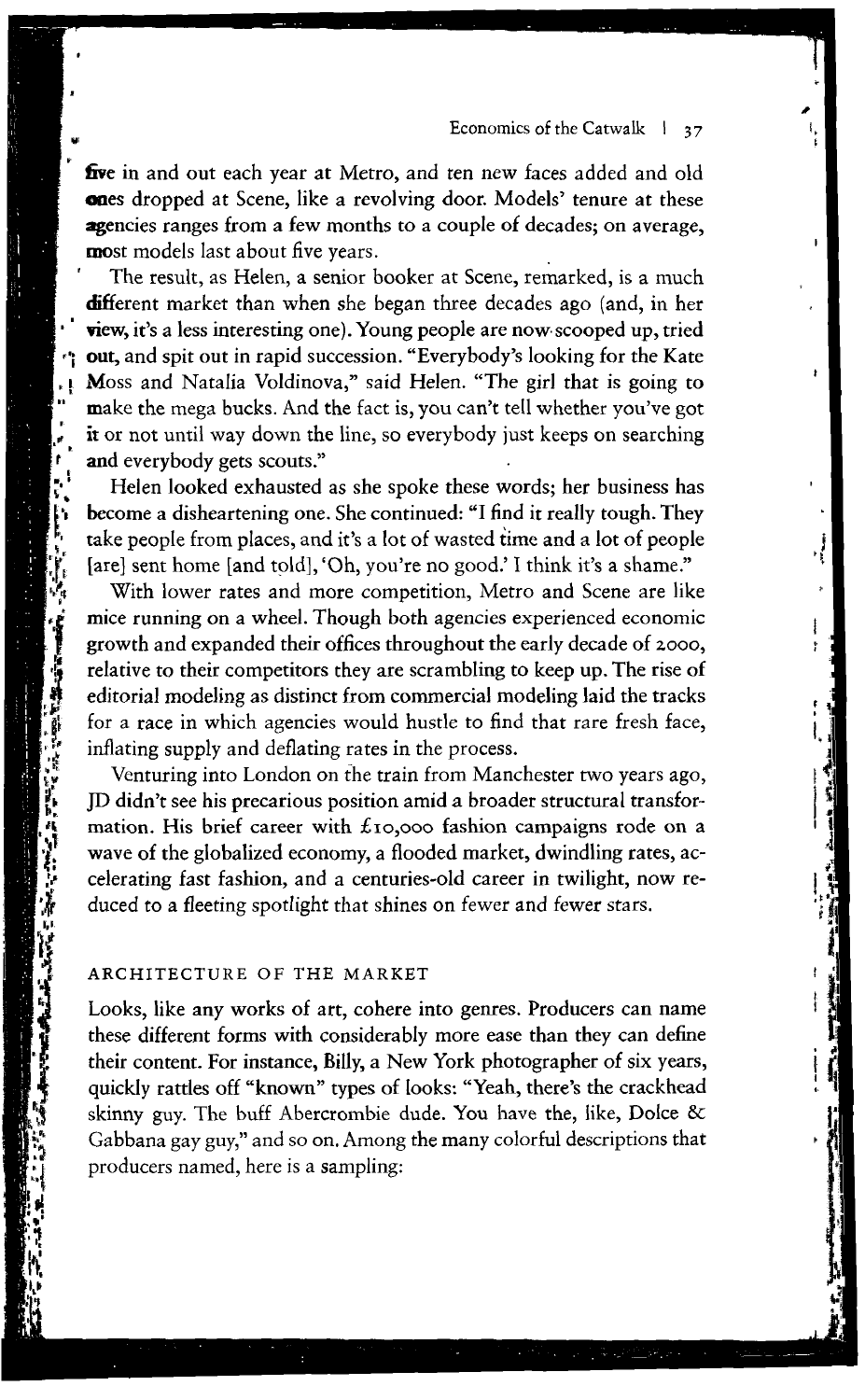five in and out each year at Metro, and ten new faces added and old ones dropped at Scene, like a revolving door. Models' tenure at these agencies ranges from a few months to a couple of decades; on average, most models last about five years.

The result, as Helen, a senior booker at Scene, remarked, is a much different market than when she began three decades ago (and, in her view, it's a less interesting one). Young people are now scooped up, tried out, and spit out in rapid succession. "Everybody's looking for the Kate Moss and Natalia Voldinova," said Helen. "The girl that is going to make the mega bucks. And the fact is, you can't tell whether you've got it or not until way down the line, so everybody just keeps on searching and everybody gets scouts."

Helen looked exhausted as she spoke these words; her business has become a disheartening one. She continued: "I find it really tough. They take people from places, and it's a lot of wasted time and a lot of people [are] sent home [and told], 'Oh, you're no good.' I think it's a shame."

With lower rates and more competition, Metro and Scene are like mice running on a wheel. Though both agencies experienced economic growth and expanded their offices throughout the early decade of 2000, relative to their competitors they are scrambling to keep up. The rise of editorial modeling as distinct from commercial modeling laid the tracks for a race in which agencies would hustle to find that rare fresh face, inflating supply and deflating rates in the process.

Venturing into London on the train from Manchester two years ago, JD didn't see his precarious position amid a broader structural transformation. His brief career with £10,000 fashion campaigns rode on a wave of the globalized economy, a flooded market, dwindling rates, accelerating fast fashion, and a centuries-old career in twilight, now reduced to a fleeting spotlight that shines on fewer and fewer stars.

## ARCHITECTURE OF THE MARKET

Looks, like any works of art, cohere into genres. Producers can name these different forms with considerably more ease than they can define their content. For instance, Billy, a New York photographer of six years, quickly rattles off "known" types of looks: "Yeah, there's the crackhead skinny guy. The buff Abercrombie dude. You have the, like, Dolce & Gabbana gay guy," and so on. Among the many colorful descriptions that producers named, here is a sampling: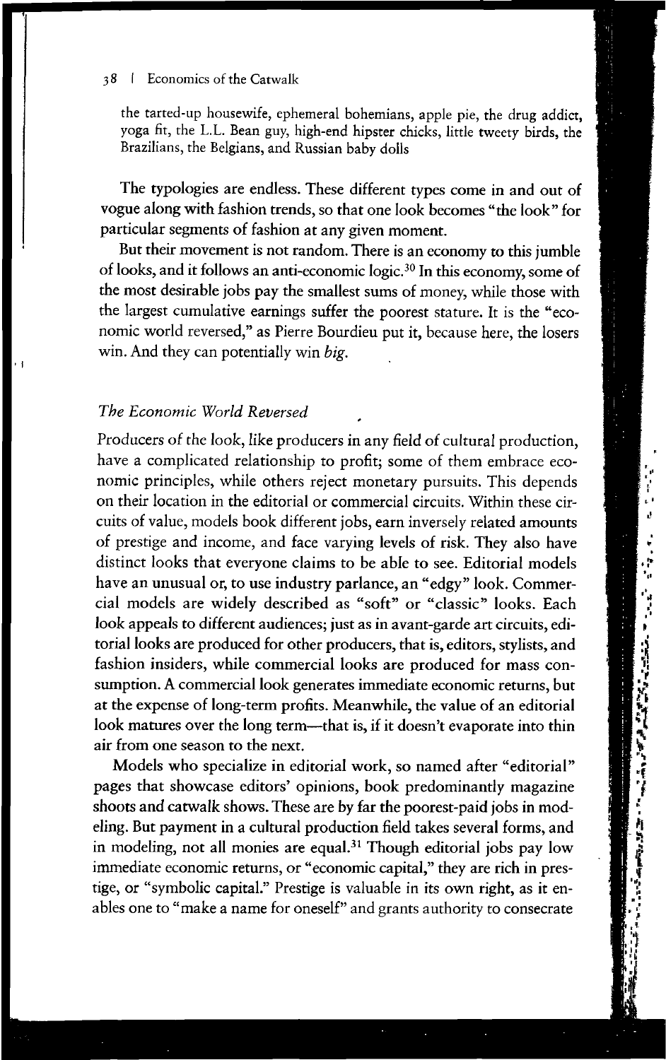the tarted-up housewife, ephemeral bohemians, apple pie, the drug addict, yoga fit, the L.L. Bean guy, high-end hipster chicks, little tweety birds, the Brazilians, the Belgians, and Russian baby dolls

The typologies are endless. These different types come in and out of vogue along with fashion trends, so that one look becomes "the look" for particular segments of fashion at any given moment.

But their movement is not random. There is an economy to this jumble of looks, and it follows an anti-economic logic.[30] In this economy, some of the most desirable jobs pay the smallest sums of money, while those with the largest cumulative earnings suffer the poorest stature. It is the "economic world reversed," as Pierre Bourdieu put it, because here, the losers win. And they can potentially win *big*.

### *The Economic World Reversed*

Producers of the look, like producers in any field of cultural production, have a complicated relationship to profit; some of them embrace economic principles, while others reject monetary pursuits. This depends on their location in the editorial or commercial circuits. Within these circuits of value, models book different jobs, earn inversely related amounts of prestige and income, and face varying levels of risk. They also have distinct looks that everyone claims to be able to see. Editorial models have an unusual or, to use industry parlance, an "edgy" look. Commercial models are widely described as "soft" or "classic" looks. Each look appeals to different audiences; just as in avant-garde art circuits, editorial looks are produced for other producers, that is, editors, stylists, and fashion insiders, while commercial looks are produced for mass consumption. A commercial look generates immediate economic returns, but at the expense of long-term profits. Meanwhile, the value of an editorial look matures over the long term—that is, if it doesn't evaporate into thin air from one season to the next.

Models who specialize in editorial work, so named after "editorial" pages that showcase editors' opinions, book predominantly magazine shoots and catwalk shows. These are by far the poorest-paid jobs in modeling. But payment in a cultural production field takes several forms, and in modeling, not all monies are equal.[31] Though editorial jobs pay low immediate economic returns, or "economic capital," they are rich in prestige, or "symbolic capital." Prestige is valuable in its own right, as it enables one to "make a name for oneself" and grants authority to consecrate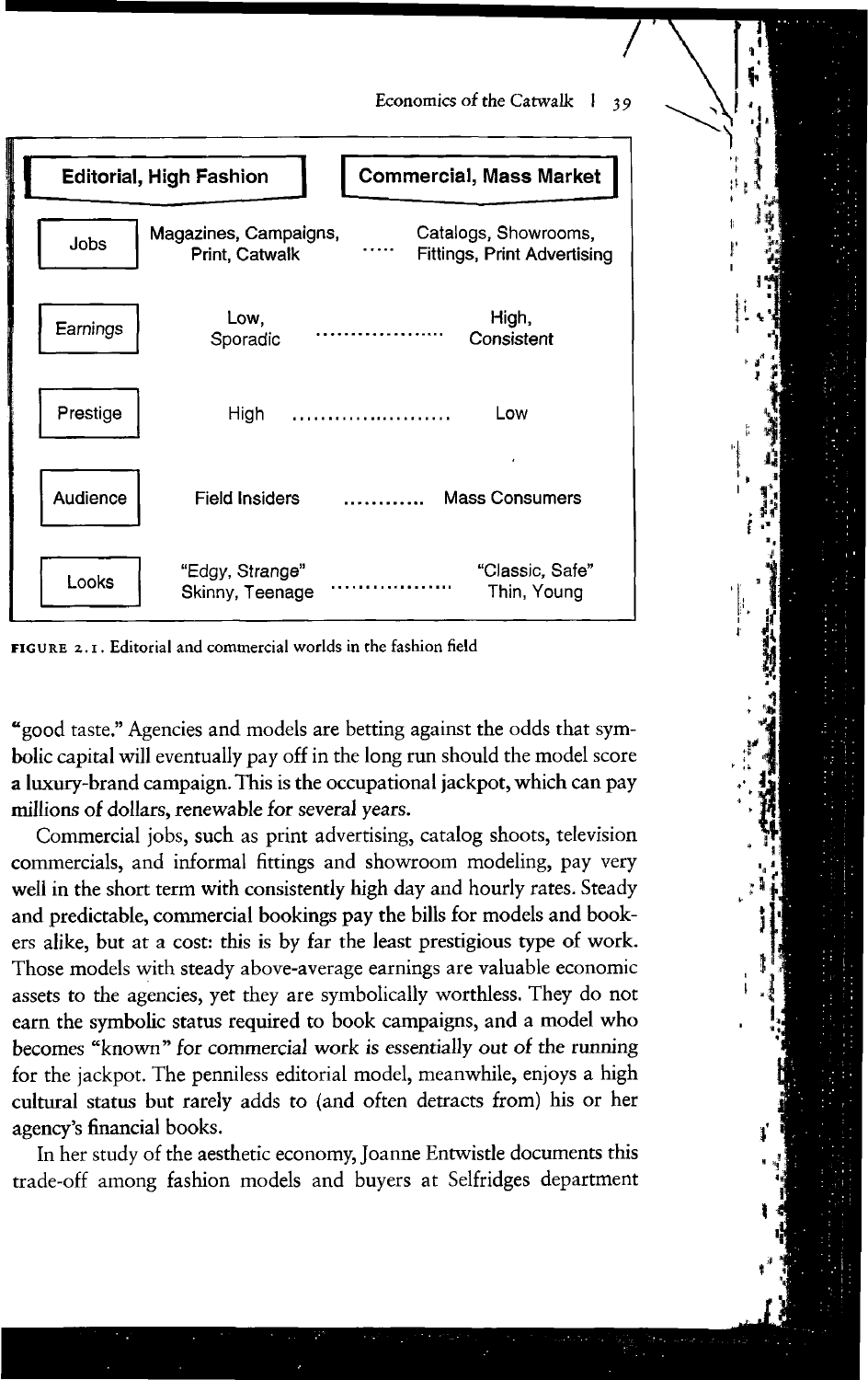| | Editorial, High Fashion | Commercial, Mass Market |
|---|---|---|
| Jobs | Magazines, Campaigns, Print, Catwalk | Catalogs, Showrooms, Fittings, Print Advertising |
| Earnings | Low, Sporadic | High, Consistent |
| Prestige | High | Low |
| Audience | Field Insiders | Mass Consumers |
| Looks | "Edgy, Strange" Skinny, Teenage | "Classic, Safe" Thin, Young |

FIGURE 2.1. Editorial and commercial worlds in the fashion field

"good taste." Agencies and models are betting against the odds that symbolic capital will eventually pay off in the long run should the model score a luxury-brand campaign. This is the occupational jackpot, which can pay millions of dollars, renewable for several years.

Commercial jobs, such as print advertising, catalog shoots, television commercials, and informal fittings and showroom modeling, pay very well in the short term with consistently high day and hourly rates. Steady and predictable, commercial bookings pay the bills for models and bookers alike, but at a cost: this is by far the least prestigious type of work. Those models with steady above-average earnings are valuable economic assets to the agencies, yet they are symbolically worthless. They do not earn the symbolic status required to book campaigns, and a model who becomes "known" for commercial work is essentially out of the running for the jackpot. The penniless editorial model, meanwhile, enjoys a high cultural status but rarely adds to (and often detracts from) his or her agency's financial books.

In her study of the aesthetic economy, Joanne Entwistle documents this trade-off among fashion models and buyers at Selfridges department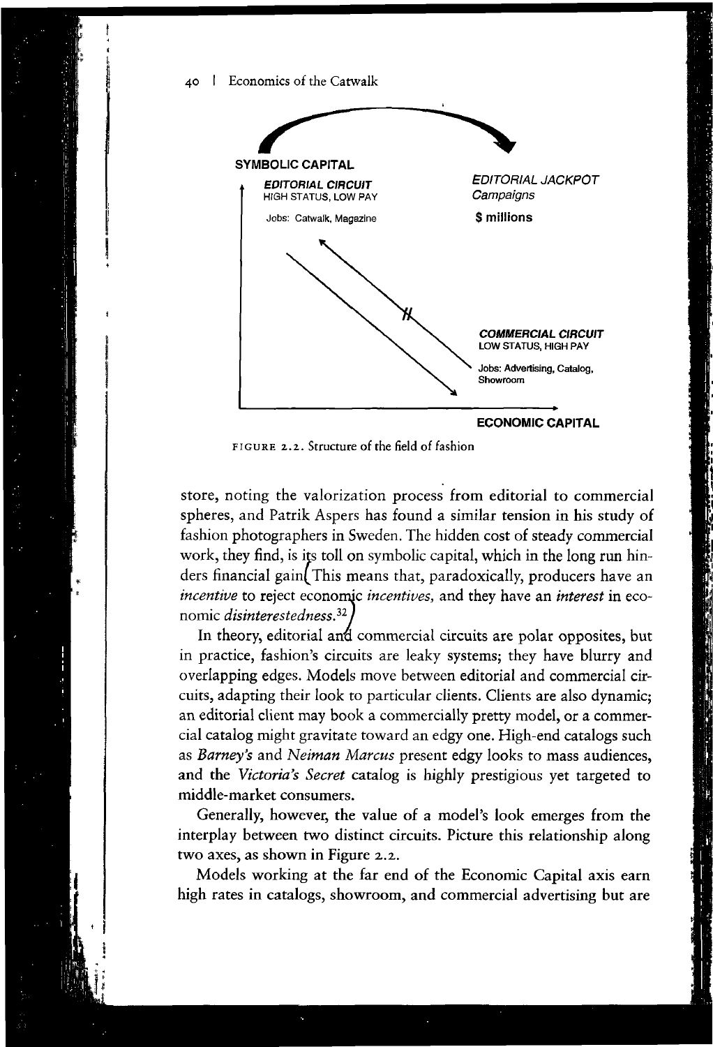SYMBOLIC CAPITAL

**EDITORIAL CIRCUIT**
HIGH STATUS, LOW PAY
Jobs: Catwalk, Magazine

*EDITORIAL JACKPOT*
*Campaigns*
**$ millions**

**COMMERCIAL CIRCUIT**
LOW STATUS, HIGH PAY
Jobs: Advertising, Catalog, Showroom

ECONOMIC CAPITAL

FIGURE 2.2. Structure of the field of fashion

store, noting the valorization process from editorial to commercial spheres, and Patrik Aspers has found a similar tension in his study of fashion photographers in Sweden. The hidden cost of steady commercial work, they find, is its toll on symbolic capital, which in the long run hinders financial gain. This means that, paradoxically, producers have an *incentive* to reject economic *incentives*, and they have an *interest* in economic *disinterestedness*.[32]

In theory, editorial and commercial circuits are polar opposites, but in practice, fashion's circuits are leaky systems; they have blurry and overlapping edges. Models move between editorial and commercial circuits, adapting their look to particular clients. Clients are also dynamic; an editorial client may book a commercially pretty model, or a commercial catalog might gravitate toward an edgy one. High-end catalogs such as *Barney's* and *Neiman Marcus* present edgy looks to mass audiences, and the *Victoria's Secret* catalog is highly prestigious yet targeted to middle-market consumers.

Generally, however, the value of a model's look emerges from the interplay between two distinct circuits. Picture this relationship along two axes, as shown in Figure 2.2.

Models working at the far end of the Economic Capital axis earn high rates in catalogs, showroom, and commercial advertising but are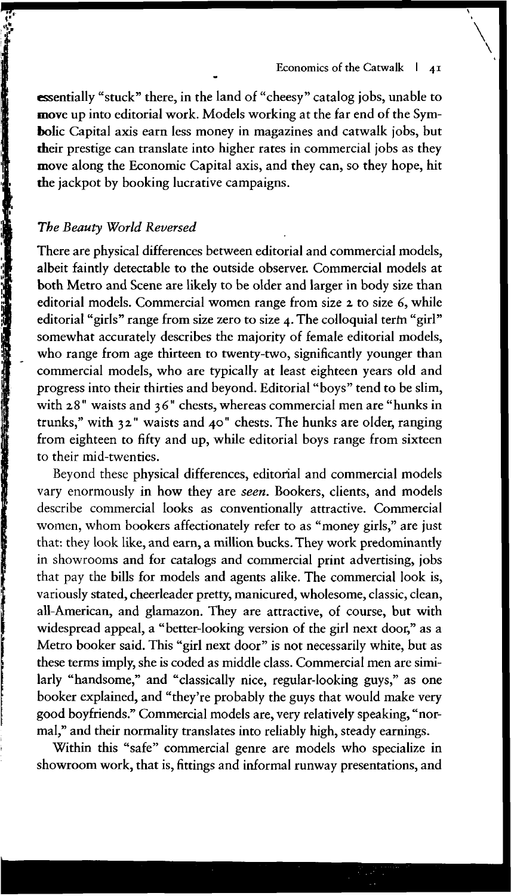essentially "stuck" there, in the land of "cheesy" catalog jobs, unable to move up into editorial work. Models working at the far end of the Symbolic Capital axis earn less money in magazines and catwalk jobs, but their prestige can translate into higher rates in commercial jobs as they move along the Economic Capital axis, and they can, so they hope, hit the jackpot by booking lucrative campaigns.

### *The Beauty World Reversed*

There are physical differences between editorial and commercial models, albeit faintly detectable to the outside observer. Commercial models at both Metro and Scene are likely to be older and larger in body size than editorial models. Commercial women range from size 2 to size 6, while editorial "girls" range from size zero to size 4. The colloquial term "girl" somewhat accurately describes the majority of female editorial models, who range from age thirteen to twenty-two, significantly younger than commercial models, who are typically at least eighteen years old and progress into their thirties and beyond. Editorial "boys" tend to be slim, with 28" waists and 36" chests, whereas commercial men are "hunks in trunks," with 32" waists and 40" chests. The hunks are older, ranging from eighteen to fifty and up, while editorial boys range from sixteen to their mid-twenties.

Beyond these physical differences, editorial and commercial models vary enormously in how they are *seen*. Bookers, clients, and models describe commercial looks as conventionally attractive. Commercial women, whom bookers affectionately refer to as "money girls," are just that: they look like, and earn, a million bucks. They work predominantly in showrooms and for catalogs and commercial print advertising, jobs that pay the bills for models and agents alike. The commercial look is, variously stated, cheerleader pretty, manicured, wholesome, classic, clean, all-American, and glamazon. They are attractive, of course, but with widespread appeal, a "better-looking version of the girl next door," as a Metro booker said. This "girl next door" is not necessarily white, but as these terms imply, she is coded as middle class. Commercial men are similarly "handsome," and "classically nice, regular-looking guys," as one booker explained, and "they're probably the guys that would make very good boyfriends." Commercial models are, very relatively speaking, "normal," and their normality translates into reliably high, steady earnings.

Within this "safe" commercial genre are models who specialize in showroom work, that is, fittings and informal runway presentations, and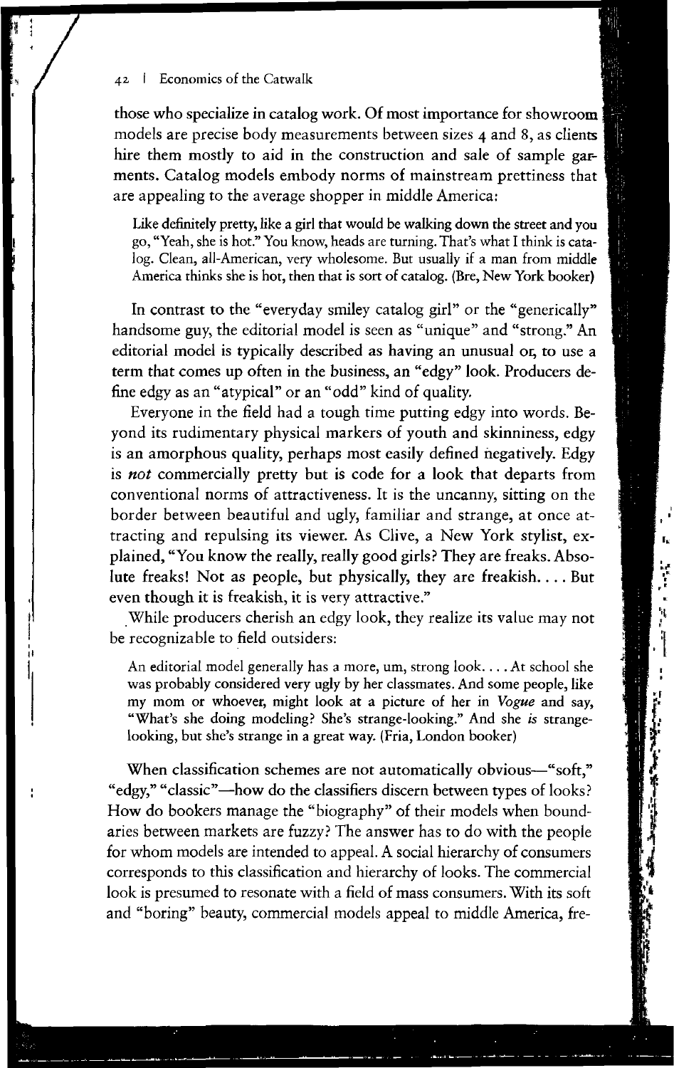those who specialize in catalog work. Of most importance for showroom models are precise body measurements between sizes 4 and 8, as clients hire them mostly to aid in the construction and sale of sample garments. Catalog models embody norms of mainstream prettiness that are appealing to the average shopper in middle America:

> Like definitely pretty, like a girl that would be walking down the street and you go, "Yeah, she is hot." You know, heads are turning. That's what I think is catalog. Clean, all-American, very wholesome. But usually if a man from middle America thinks she is hot, then that is sort of catalog. (Bre, New York booker)

In contrast to the "everyday smiley catalog girl" or the "generically" handsome guy, the editorial model is seen as "unique" and "strong." An editorial model is typically described as having an unusual or, to use a term that comes up often in the business, an "edgy" look. Producers define edgy as an "atypical" or an "odd" kind of quality.

Everyone in the field had a tough time putting edgy into words. Beyond its rudimentary physical markers of youth and skinniness, edgy is an amorphous quality, perhaps most easily defined negatively. Edgy is *not* commercially pretty but is code for a look that departs from conventional norms of attractiveness. It is the uncanny, sitting on the border between beautiful and ugly, familiar and strange, at once attracting and repulsing its viewer. As Clive, a New York stylist, explained, "You know the really, really good girls? They are freaks. Absolute freaks! Not as people, but physically, they are freakish. . . . But even though it is freakish, it is very attractive."

While producers cherish an edgy look, they realize its value may not be recognizable to field outsiders:

> An editorial model generally has a more, um, strong look. . . . At school she was probably considered very ugly by her classmates. And some people, like my mom or whoever, might look at a picture of her in *Vogue* and say, "What's she doing modeling? She's strange-looking." And she *is* strange-looking, but she's strange in a great way. (Fria, London booker)

When classification schemes are not automatically obvious—"soft," "edgy," "classic"—how do the classifiers discern between types of looks? How do bookers manage the "biography" of their models when boundaries between markets are fuzzy? The answer has to do with the people for whom models are intended to appeal. A social hierarchy of consumers corresponds to this classification and hierarchy of looks. The commercial look is presumed to resonate with a field of mass consumers. With its soft and "boring" beauty, commercial models appeal to middle America, fre-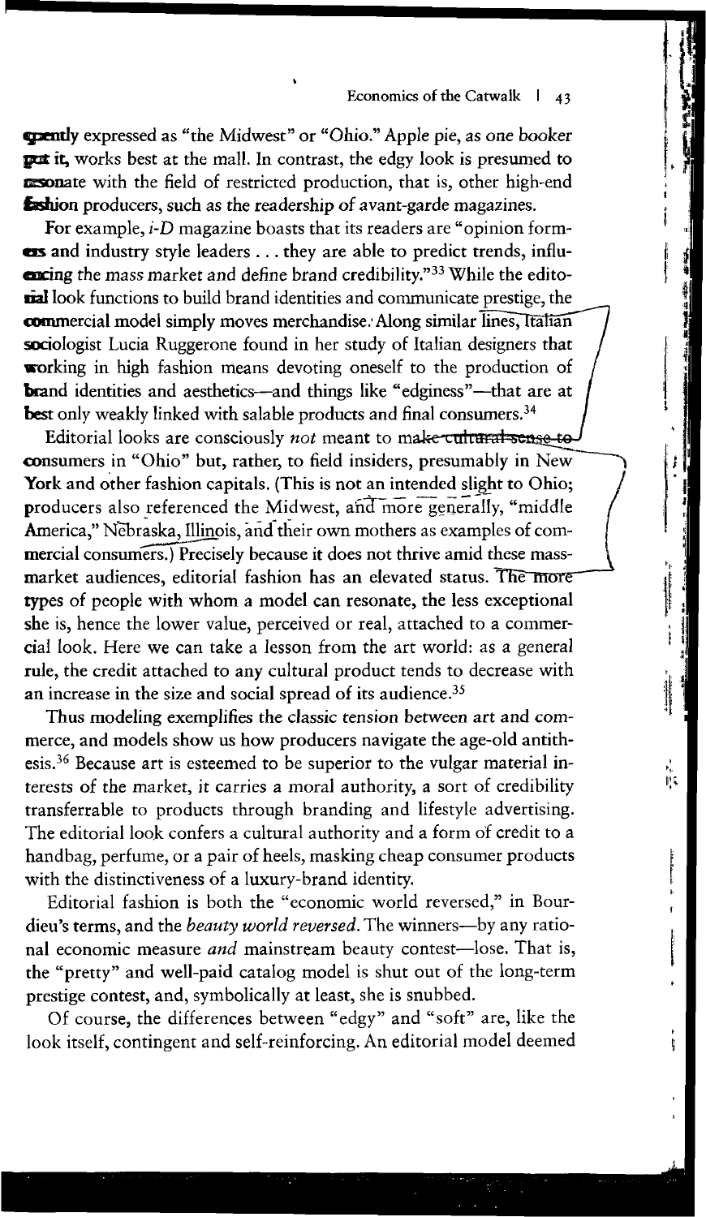quently expressed as "the Midwest" or "Ohio." Apple pie, as one booker put it, works best at the mall. In contrast, the edgy look is presumed to resonate with the field of restricted production, that is, other high-end fashion producers, such as the readership of avant-garde magazines.

For example, *i-D* magazine boasts that its readers are "opinion formers and industry style leaders . . . they are able to predict trends, influencing the mass market and define brand credibility."[33] While the editorial look functions to build brand identities and communicate prestige, the commercial model simply moves merchandise. Along similar lines, Italian sociologist Lucia Ruggerone found in her study of Italian designers that working in high fashion means devoting oneself to the production of brand identities and aesthetics—and things like "edginess"—that are at best only weakly linked with salable products and final consumers.[34]

Editorial looks are consciously *not* meant to make cultural sense to consumers in "Ohio" but, rather, to field insiders, presumably in New York and other fashion capitals. (This is not an intended slight to Ohio; producers also referenced the Midwest, and more generally, "middle America," Nebraska, Illinois, and their own mothers as examples of commercial consumers.) Precisely because it does not thrive amid these mass-market audiences, editorial fashion has an elevated status. The more types of people with whom a model can resonate, the less exceptional she is, hence the lower value, perceived or real, attached to a commercial look. Here we can take a lesson from the art world: as a general rule, the credit attached to any cultural product tends to decrease with an increase in the size and social spread of its audience.[35]

Thus modeling exemplifies the classic tension between art and commerce, and models show us how producers navigate the age-old antithesis.[36] Because art is esteemed to be superior to the vulgar material interests of the market, it carries a moral authority, a sort of credibility transferrable to products through branding and lifestyle advertising. The editorial look confers a cultural authority and a form of credit to a handbag, perfume, or a pair of heels, masking cheap consumer products with the distinctiveness of a luxury-brand identity.

Editorial fashion is both the "economic world reversed," in Bourdieu's terms, and the *beauty world reversed*. The winners—by any rational economic measure *and* mainstream beauty contest—lose. That is, the "pretty" and well-paid catalog model is shut out of the long-term prestige contest, and, symbolically at least, she is snubbed.

Of course, the differences between "edgy" and "soft" are, like the look itself, contingent and self-reinforcing. An editorial model deemed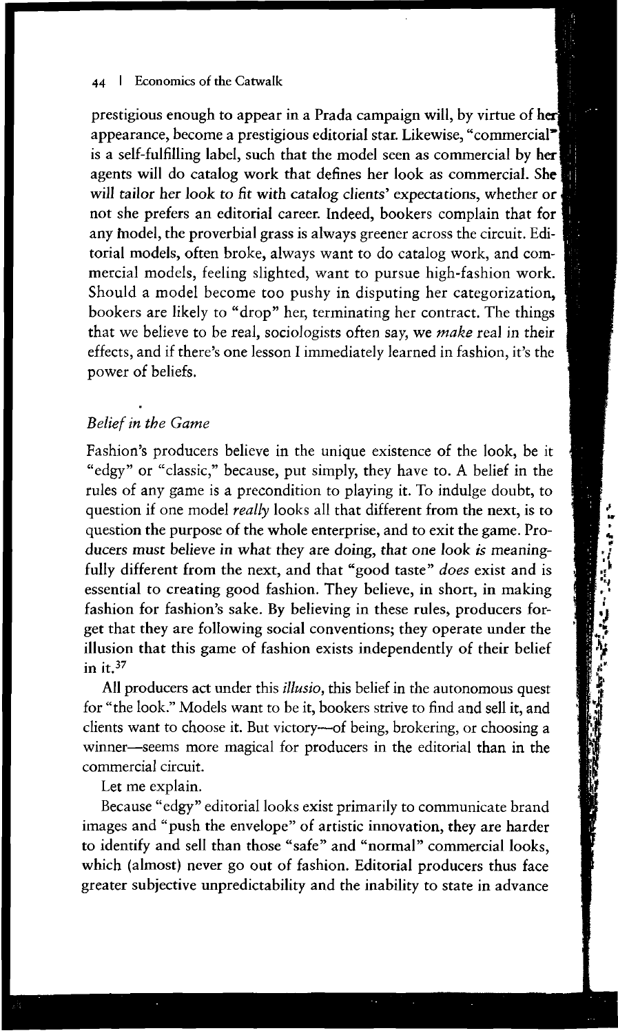prestigious enough to appear in a Prada campaign will, by virtue of her appearance, become a prestigious editorial star. Likewise, "commercial" is a self-fulfilling label, such that the model seen as commercial by her agents will do catalog work that defines her look as commercial. She will tailor her look to fit with catalog clients' expectations, whether or not she prefers an editorial career. Indeed, bookers complain that for any model, the proverbial grass is always greener across the circuit. Editorial models, often broke, always want to do catalog work, and commercial models, feeling slighted, want to pursue high-fashion work. Should a model become too pushy in disputing her categorization, bookers are likely to "drop" her, terminating her contract. The things that we believe to be real, sociologists often say, we *make* real in their effects, and if there's one lesson I immediately learned in fashion, it's the power of beliefs.

### *Belief in the Game*

Fashion's producers believe in the unique existence of the look, be it "edgy" or "classic," because, put simply, they have to. A belief in the rules of any game is a precondition to playing it. To indulge doubt, to question if one model *really* looks all that different from the next, is to question the purpose of the whole enterprise, and to exit the game. Producers must believe in what they are doing, that one look *is* meaningfully different from the next, and that "good taste" *does* exist and is essential to creating good fashion. They believe, in short, in making fashion for fashion's sake. By believing in these rules, producers forget that they are following social conventions; they operate under the illusion that this game of fashion exists independently of their belief in it.[37]

All producers act under this *illusio*, this belief in the autonomous quest for "the look." Models want to be it, bookers strive to find and sell it, and clients want to choose it. But victory—of being, brokering, or choosing a winner—seems more magical for producers in the editorial than in the commercial circuit.

Let me explain.

Because "edgy" editorial looks exist primarily to communicate brand images and "push the envelope" of artistic innovation, they are harder to identify and sell than those "safe" and "normal" commercial looks, which (almost) never go out of fashion. Editorial producers thus face greater subjective unpredictability and the inability to state in advance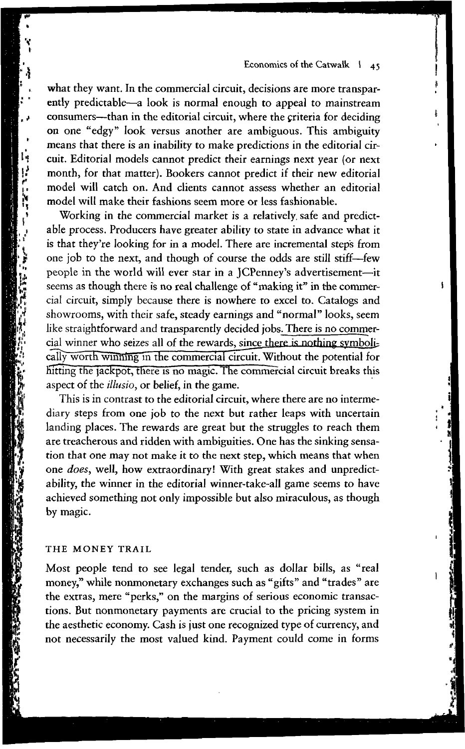what they want. In the commercial circuit, decisions are more transparently predictable—a look is normal enough to appeal to mainstream consumers—than in the editorial circuit, where the criteria for deciding on one "edgy" look versus another are ambiguous. This ambiguity means that there is an inability to make predictions in the editorial circuit. Editorial models cannot predict their earnings next year (or next month, for that matter). Bookers cannot predict if their new editorial model will catch on. And clients cannot assess whether an editorial model will make their fashions seem more or less fashionable.

Working in the commercial market is a relatively safe and predictable process. Producers have greater ability to state in advance what it is that they're looking for in a model. There are incremental steps from one job to the next, and though of course the odds are still stiff—few people in the world will ever star in a JCPenney's advertisement—it seems as though there is no real challenge of "making it" in the commercial circuit, simply because there is nowhere to excel to. Catalogs and showrooms, with their safe, steady earnings and "normal" looks, seem like straightforward and transparently decided jobs. There is no commercial winner who seizes all of the rewards, since there is nothing symbolically worth winning in the commercial circuit. Without the potential for hitting the jackpot, there is no magic. The commercial circuit breaks this aspect of the *illusio*, or belief, in the game.

This is in contrast to the editorial circuit, where there are no intermediary steps from one job to the next but rather leaps with uncertain landing places. The rewards are great but the struggles to reach them are treacherous and ridden with ambiguities. One has the sinking sensation that one may not make it to the next step, which means that when one *does*, well, how extraordinary! With great stakes and unpredictability, the winner in the editorial winner-take-all game seems to have achieved something not only impossible but also miraculous, as though by magic.

## THE MONEY TRAIL

Most people tend to see legal tender, such as dollar bills, as "real money," while nonmonetary exchanges such as "gifts" and "trades" are the extras, mere "perks," on the margins of serious economic transactions. But nonmonetary payments are crucial to the pricing system in the aesthetic economy. Cash is just one recognized type of currency, and not necessarily the most valued kind. Payment could come in forms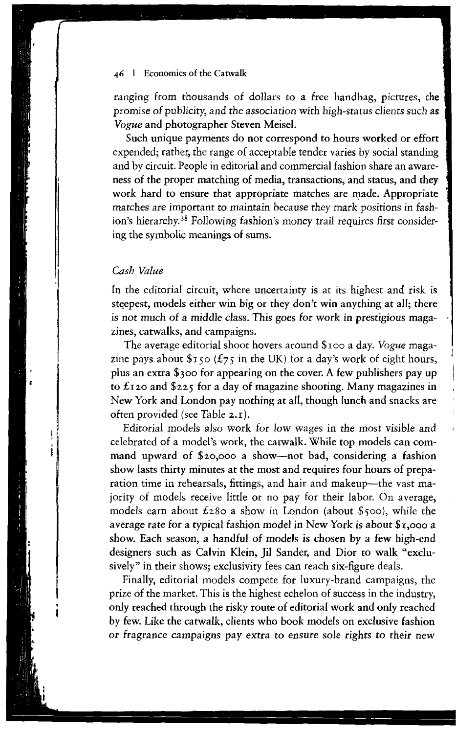ranging from thousands of dollars to a free handbag, pictures, the promise of publicity, and the association with high-status clients such as *Vogue* and photographer Steven Meisel.

Such unique payments do not correspond to hours worked or effort expended; rather, the range of acceptable tender varies by social standing and by circuit. People in editorial and commercial fashion share an awareness of the proper matching of media, transactions, and status, and they work hard to ensure that appropriate matches are made. Appropriate matches are important to maintain because they mark positions in fashion's hierarchy.[38] Following fashion's money trail requires first considering the symbolic meanings of sums.

## *Cash Value*

In the editorial circuit, where uncertainty is at its highest and risk is steepest, models either win big or they don't win anything at all; there is not much of a middle class. This goes for work in prestigious magazines, catwalks, and campaigns.

The average editorial shoot hovers around $100 a day. *Vogue* magazine pays about $150 (£75 in the UK) for a day's work of eight hours, plus an extra $300 for appearing on the cover. A few publishers pay up to £120 and $225 for a day of magazine shooting. Many magazines in New York and London pay nothing at all, though lunch and snacks are often provided (see Table 2.1).

Editorial models also work for low wages in the most visible and celebrated of a model's work, the catwalk. While top models can command upward of $20,000 a show—not bad, considering a fashion show lasts thirty minutes at the most and requires four hours of preparation time in rehearsals, fittings, and hair and makeup—the vast majority of models receive little or no pay for their labor. On average, models earn about £280 a show in London (about $500), while the average rate for a typical fashion model in New York is about $1,000 a show. Each season, a handful of models is chosen by a few high-end designers such as Calvin Klein, Jil Sander, and Dior to walk "exclusively" in their shows; exclusivity fees can reach six-figure deals.

Finally, editorial models compete for luxury-brand campaigns, the prize of the market. This is the highest echelon of success in the industry, only reached through the risky route of editorial work and only reached by few. Like the catwalk, clients who book models on exclusive fashion or fragrance campaigns pay extra to ensure sole rights to their new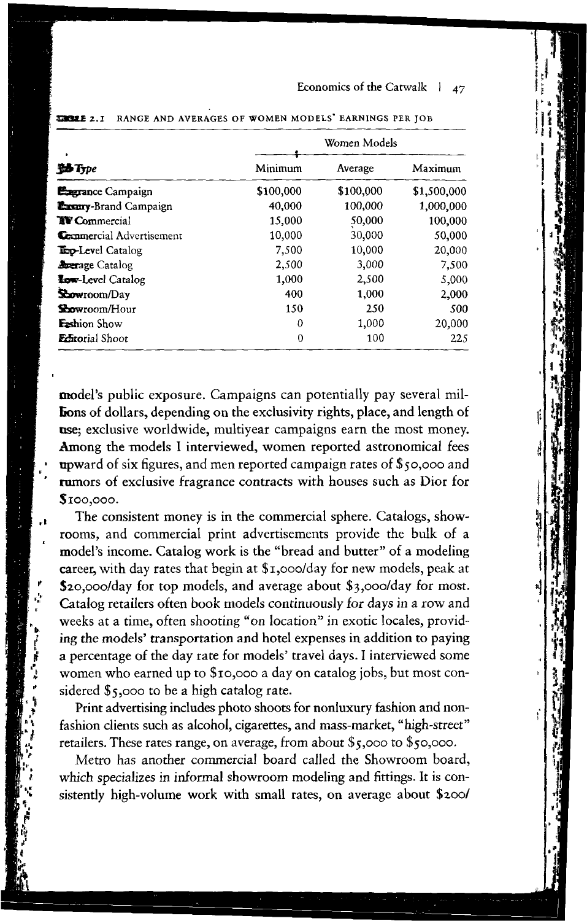TABLE 2.1 RANGE AND AVERAGES OF WOMEN MODELS' EARNINGS PER JOB

| | Women Models | | |
|---|---|---|---|
| Job Type | Minimum | Average | Maximum |
| Fragrance Campaign | $100,000 | $100,000 | $1,500,000 |
| Luxury-Brand Campaign | 40,000 | 100,000 | 1,000,000 |
| TV Commercial | 15,000 | 50,000 | 100,000 |
| Commercial Advertisement | 10,000 | 30,000 | 50,000 |
| Top-Level Catalog | 7,500 | 10,000 | 20,000 |
| Average Catalog | 2,500 | 3,000 | 7,500 |
| Low-Level Catalog | 1,000 | 2,500 | 5,000 |
| Showroom/Day | 400 | 1,000 | 2,000 |
| Showroom/Hour | 150 | 250 | 500 |
| Fashion Show | 0 | 1,000 | 20,000 |
| Editorial Shoot | 0 | 100 | 225 |

model's public exposure. Campaigns can potentially pay several millions of dollars, depending on the exclusivity rights, place, and length of use; exclusive worldwide, multiyear campaigns earn the most money. Among the models I interviewed, women reported astronomical fees upward of six figures, and men reported campaign rates of $50,000 and rumors of exclusive fragrance contracts with houses such as Dior for $100,000.

The consistent money is in the commercial sphere. Catalogs, showrooms, and commercial print advertisements provide the bulk of a model's income. Catalog work is the "bread and butter" of a modeling career, with day rates that begin at $1,000/day for new models, peak at $20,000/day for top models, and average about $3,000/day for most. Catalog retailers often book models continuously for days in a row and weeks at a time, often shooting "on location" in exotic locales, providing the models' transportation and hotel expenses in addition to paying a percentage of the day rate for models' travel days. I interviewed some women who earned up to $10,000 a day on catalog jobs, but most considered $5,000 to be a high catalog rate.

Print advertising includes photo shoots for nonluxury fashion and nonfashion clients such as alcohol, cigarettes, and mass-market, "high-street" retailers. These rates range, on average, from about $5,000 to $50,000.

Metro has another commercial board called the Showroom board, which specializes in informal showroom modeling and fittings. It is consistently high-volume work with small rates, on average about $200/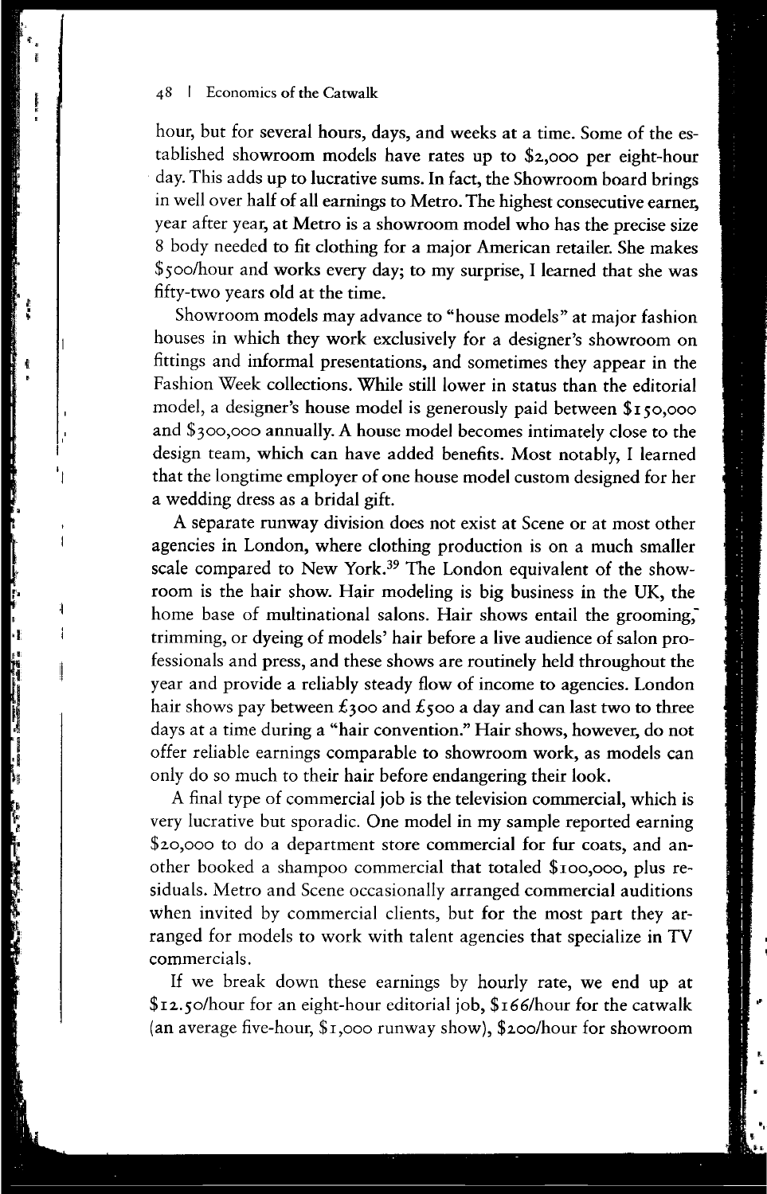hour, but for several hours, days, and weeks at a time. Some of the established showroom models have rates up to $2,000 per eight-hour day. This adds up to lucrative sums. In fact, the Showroom board brings in well over half of all earnings to Metro. The highest consecutive earner, year after year, at Metro is a showroom model who has the precise size 8 body needed to fit clothing for a major American retailer. She makes $500/hour and works every day; to my surprise, I learned that she was fifty-two years old at the time.

Showroom models may advance to "house models" at major fashion houses in which they work exclusively for a designer's showroom on fittings and informal presentations, and sometimes they appear in the Fashion Week collections. While still lower in status than the editorial model, a designer's house model is generously paid between $150,000 and $300,000 annually. A house model becomes intimately close to the design team, which can have added benefits. Most notably, I learned that the longtime employer of one house model custom designed for her a wedding dress as a bridal gift.

A separate runway division does not exist at Scene or at most other agencies in London, where clothing production is on a much smaller scale compared to New York.[39] The London equivalent of the showroom is the hair show. Hair modeling is big business in the UK, the home base of multinational salons. Hair shows entail the grooming, trimming, or dyeing of models' hair before a live audience of salon professionals and press, and these shows are routinely held throughout the year and provide a reliably steady flow of income to agencies. London hair shows pay between £300 and £500 a day and can last two to three days at a time during a "hair convention." Hair shows, however, do not offer reliable earnings comparable to showroom work, as models can only do so much to their hair before endangering their look.

A final type of commercial job is the television commercial, which is very lucrative but sporadic. One model in my sample reported earning $20,000 to do a department store commercial for fur coats, and another booked a shampoo commercial that totaled $100,000, plus residuals. Metro and Scene occasionally arranged commercial auditions when invited by commercial clients, but for the most part they arranged for models to work with talent agencies that specialize in TV commercials.

If we break down these earnings by hourly rate, we end up at $12.50/hour for an eight-hour editorial job, $166/hour for the catwalk (an average five-hour, $1,000 runway show), $200/hour for showroom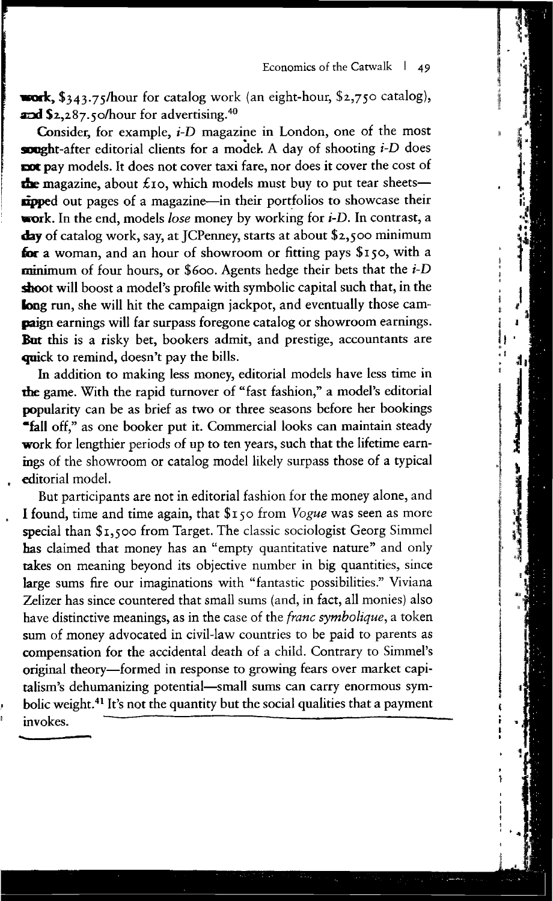work, \$343.75/hour for catalog work (an eight-hour, \$2,750 catalog), and \$2,287.50/hour for advertising.[40]

Consider, for example, *i-D* magazine in London, one of the most sought-after editorial clients for a model. A day of shooting *i-D* does not pay models. It does not cover taxi fare, nor does it cover the cost of the magazine, about £10, which models must buy to put tear sheets—ripped out pages of a magazine—in their portfolios to showcase their work. In the end, models *lose* money by working for *i-D*. In contrast, a day of catalog work, say, at JCPenney, starts at about \$2,500 minimum for a woman, and an hour of showroom or fitting pays \$150, with a minimum of four hours, or \$600. Agents hedge their bets that the *i-D* shoot will boost a model's profile with symbolic capital such that, in the long run, she will hit the campaign jackpot, and eventually those campaign earnings will far surpass foregone catalog or showroom earnings. But this is a risky bet, bookers admit, and prestige, accountants are quick to remind, doesn't pay the bills.

In addition to making less money, editorial models have less time in the game. With the rapid turnover of "fast fashion," a model's editorial popularity can be as brief as two or three seasons before her bookings "fall off," as one booker put it. Commercial looks can maintain steady work for lengthier periods of up to ten years, such that the lifetime earnings of the showroom or catalog model likely surpass those of a typical editorial model.

But participants are not in editorial fashion for the money alone, and I found, time and time again, that \$150 from *Vogue* was seen as more special than \$1,500 from Target. The classic sociologist Georg Simmel has claimed that money has an "empty quantitative nature" and only takes on meaning beyond its objective number in big quantities, since large sums fire our imaginations with "fantastic possibilities." Viviana Zelizer has since countered that small sums (and, in fact, all monies) also have distinctive meanings, as in the case of the *franc symbolique*, a token sum of money advocated in civil-law countries to be paid to parents as compensation for the accidental death of a child. Contrary to Simmel's original theory—formed in response to growing fears over market capitalism's dehumanizing potential—small sums can carry enormous symbolic weight.[41] It's not the quantity but the social qualities that a payment invokes.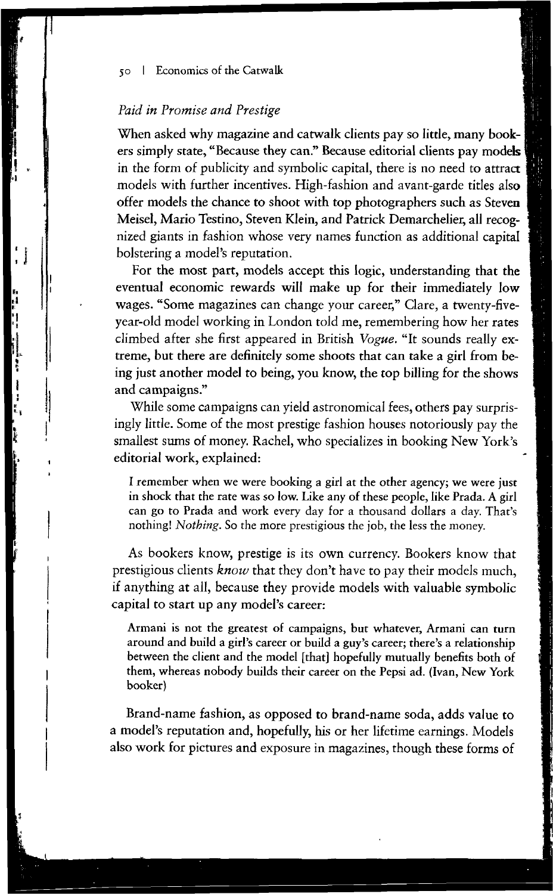## *Paid in Promise and Prestige*

When asked why magazine and catwalk clients pay so little, many bookers simply state, "Because they can." Because editorial clients pay models in the form of publicity and symbolic capital, there is no need to attract models with further incentives. High-fashion and avant-garde titles also offer models the chance to shoot with top photographers such as Steven Meisel, Mario Testino, Steven Klein, and Patrick Demarchelier, all recognized giants in fashion whose very names function as additional capital bolstering a model's reputation.

For the most part, models accept this logic, understanding that the eventual economic rewards will make up for their immediately low wages. "Some magazines can change your career," Clare, a twenty-five-year-old model working in London told me, remembering how her rates climbed after she first appeared in British *Vogue*. "It sounds really extreme, but there are definitely some shoots that can take a girl from being just another model to being, you know, the top billing for the shows and campaigns."

While some campaigns can yield astronomical fees, others pay surprisingly little. Some of the most prestige fashion houses notoriously pay the smallest sums of money. Rachel, who specializes in booking New York's editorial work, explained:

> I remember when we were booking a girl at the other agency; we were just in shock that the rate was so low. Like any of these people, like Prada. A girl can go to Prada and work every day for a thousand dollars a day. That's nothing! *Nothing*. So the more prestigious the job, the less the money.

As bookers know, prestige is its own currency. Bookers know that prestigious clients *know* that they don't have to pay their models much, if anything at all, because they provide models with valuable symbolic capital to start up any model's career:

> Armani is not the greatest of campaigns, but whatever, Armani can turn around and build a girl's career or build a guy's career; there's a relationship between the client and the model [that] hopefully mutually benefits both of them, whereas nobody builds their career on the Pepsi ad. (Ivan, New York booker)

Brand-name fashion, as opposed to brand-name soda, adds value to a model's reputation and, hopefully, his or her lifetime earnings. Models also work for pictures and exposure in magazines, though these forms of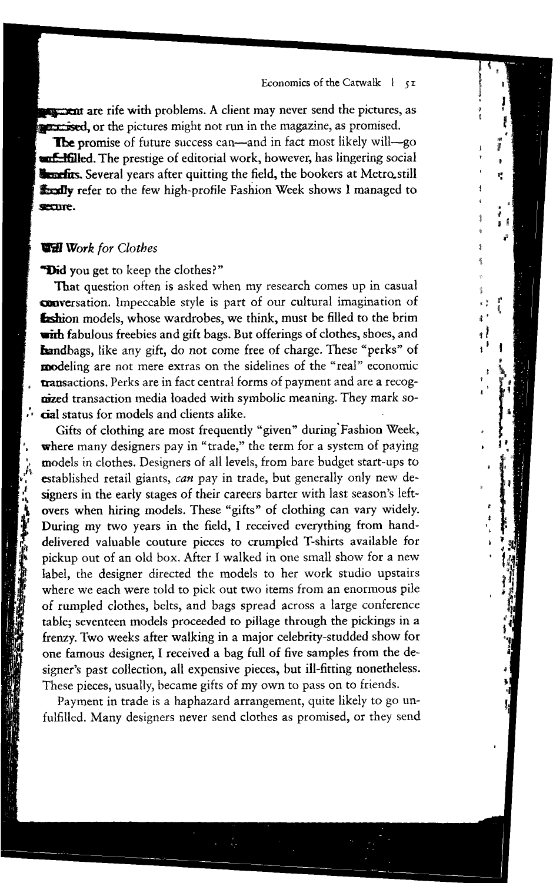ment are rife with problems. A client may never send the pictures, as promised, or the pictures might not run in the magazine, as promised.

The promise of future success can—and in fact most likely will—go unfulfilled. The prestige of editorial work, however, has lingering social benefits. Several years after quitting the field, the bookers at Metro still fondly refer to the few high-profile Fashion Week shows I managed to secure.

### Will Work for Clothes

"Did you get to keep the clothes?"

That question often is asked when my research comes up in casual conversation. Impeccable style is part of our cultural imagination of fashion models, whose wardrobes, we think, must be filled to the brim with fabulous freebies and gift bags. But offerings of clothes, shoes, and handbags, like any gift, do not come free of charge. These "perks" of modeling are not mere extras on the sidelines of the "real" economic transactions. Perks are in fact central forms of payment and are a recognized transaction media loaded with symbolic meaning. They mark social status for models and clients alike.

Gifts of clothing are most frequently "given" during Fashion Week, where many designers pay in "trade," the term for a system of paying models in clothes. Designers of all levels, from bare budget start-ups to established retail giants, *can* pay in trade, but generally only new designers in the early stages of their careers barter with last season's leftovers when hiring models. These "gifts" of clothing can vary widely. During my two years in the field, I received everything from hand-delivered valuable couture pieces to crumpled T-shirts available for pickup out of an old box. After I walked in one small show for a new label, the designer directed the models to her work studio upstairs where we each were told to pick out two items from an enormous pile of rumpled clothes, belts, and bags spread across a large conference table; seventeen models proceeded to pillage through the pickings in a frenzy. Two weeks after walking in a major celebrity-studded show for one famous designer, I received a bag full of five samples from the designer's past collection, all expensive pieces, but ill-fitting nonetheless. These pieces, usually, became gifts of my own to pass on to friends.

Payment in trade is a haphazard arrangement, quite likely to go unfulfilled. Many designers never send clothes as promised, or they send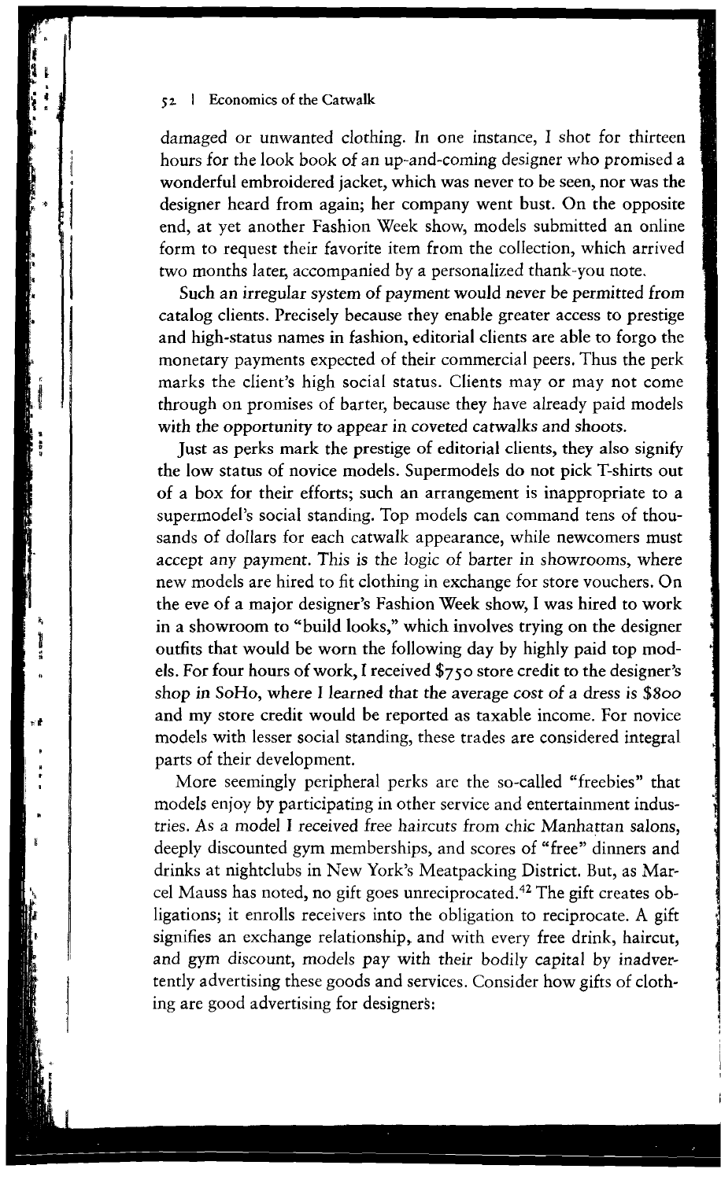damaged or unwanted clothing. In one instance, I shot for thirteen hours for the look book of an up-and-coming designer who promised a wonderful embroidered jacket, which was never to be seen, nor was the designer heard from again; her company went bust. On the opposite end, at yet another Fashion Week show, models submitted an online form to request their favorite item from the collection, which arrived two months later, accompanied by a personalized thank-you note.

Such an irregular system of payment would never be permitted from catalog clients. Precisely because they enable greater access to prestige and high-status names in fashion, editorial clients are able to forgo the monetary payments expected of their commercial peers. Thus the perk marks the client's high social status. Clients may or may not come through on promises of barter, because they have already paid models with the opportunity to appear in coveted catwalks and shoots.

Just as perks mark the prestige of editorial clients, they also signify the low status of novice models. Supermodels do not pick T-shirts out of a box for their efforts; such an arrangement is inappropriate to a supermodel's social standing. Top models can command tens of thousands of dollars for each catwalk appearance, while newcomers must accept any payment. This is the logic of barter in showrooms, where new models are hired to fit clothing in exchange for store vouchers. On the eve of a major designer's Fashion Week show, I was hired to work in a showroom to "build looks," which involves trying on the designer outfits that would be worn the following day by highly paid top models. For four hours of work, I received $750 store credit to the designer's shop in SoHo, where I learned that the average cost of a dress is $800 and my store credit would be reported as taxable income. For novice models with lesser social standing, these trades are considered integral parts of their development.

More seemingly peripheral perks are the so-called "freebies" that models enjoy by participating in other service and entertainment industries. As a model I received free haircuts from chic Manhattan salons, deeply discounted gym memberships, and scores of "free" dinners and drinks at nightclubs in New York's Meatpacking District. But, as Marcel Mauss has noted, no gift goes unreciprocated.[42] The gift creates obligations; it enrolls receivers into the obligation to reciprocate. A gift signifies an exchange relationship, and with every free drink, haircut, and gym discount, models pay with their bodily capital by inadvertently advertising these goods and services. Consider how gifts of clothing are good advertising for designers: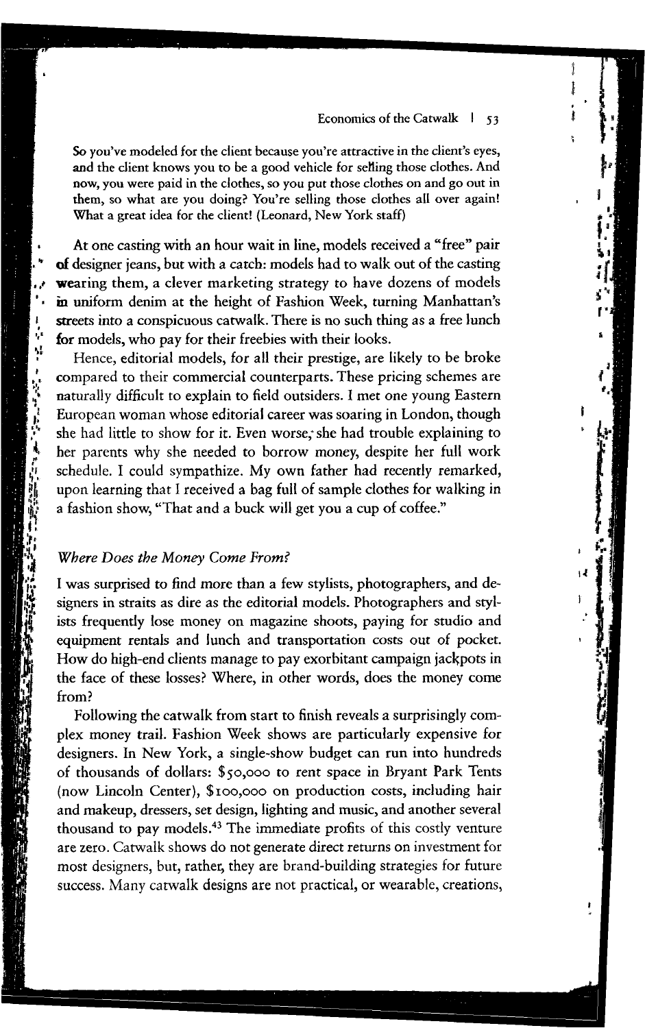So you've modeled for the client because you're attractive in the client's eyes, and the client knows you to be a good vehicle for selling those clothes. And now, you were paid in the clothes, so you put those clothes on and go out in them, so what are you doing? You're selling those clothes all over again! What a great idea for the client! (Leonard, New York staff)

At one casting with an hour wait in line, models received a "free" pair of designer jeans, but with a catch: models had to walk out of the casting wearing them, a clever marketing strategy to have dozens of models in uniform denim at the height of Fashion Week, turning Manhattan's streets into a conspicuous catwalk. There is no such thing as a free lunch for models, who pay for their freebies with their looks.

Hence, editorial models, for all their prestige, are likely to be broke compared to their commercial counterparts. These pricing schemes are naturally difficult to explain to field outsiders. I met one young Eastern European woman whose editorial career was soaring in London, though she had little to show for it. Even worse, she had trouble explaining to her parents why she needed to borrow money, despite her full work schedule. I could sympathize. My own father had recently remarked, upon learning that I received a bag full of sample clothes for walking in a fashion show, "That and a buck will get you a cup of coffee."

### *Where Does the Money Come From?*

I was surprised to find more than a few stylists, photographers, and designers in straits as dire as the editorial models. Photographers and stylists frequently lose money on magazine shoots, paying for studio and equipment rentals and lunch and transportation costs out of pocket. How do high-end clients manage to pay exorbitant campaign jackpots in the face of these losses? Where, in other words, does the money come from?

Following the catwalk from start to finish reveals a surprisingly complex money trail. Fashion Week shows are particularly expensive for designers. In New York, a single-show budget can run into hundreds of thousands of dollars: $50,000 to rent space in Bryant Park Tents (now Lincoln Center), $100,000 on production costs, including hair and makeup, dressers, set design, lighting and music, and another several thousand to pay models.[43] The immediate profits of this costly venture are zero. Catwalk shows do not generate direct returns on investment for most designers, but, rather, they are brand-building strategies for future success. Many catwalk designs are not practical, or wearable, creations,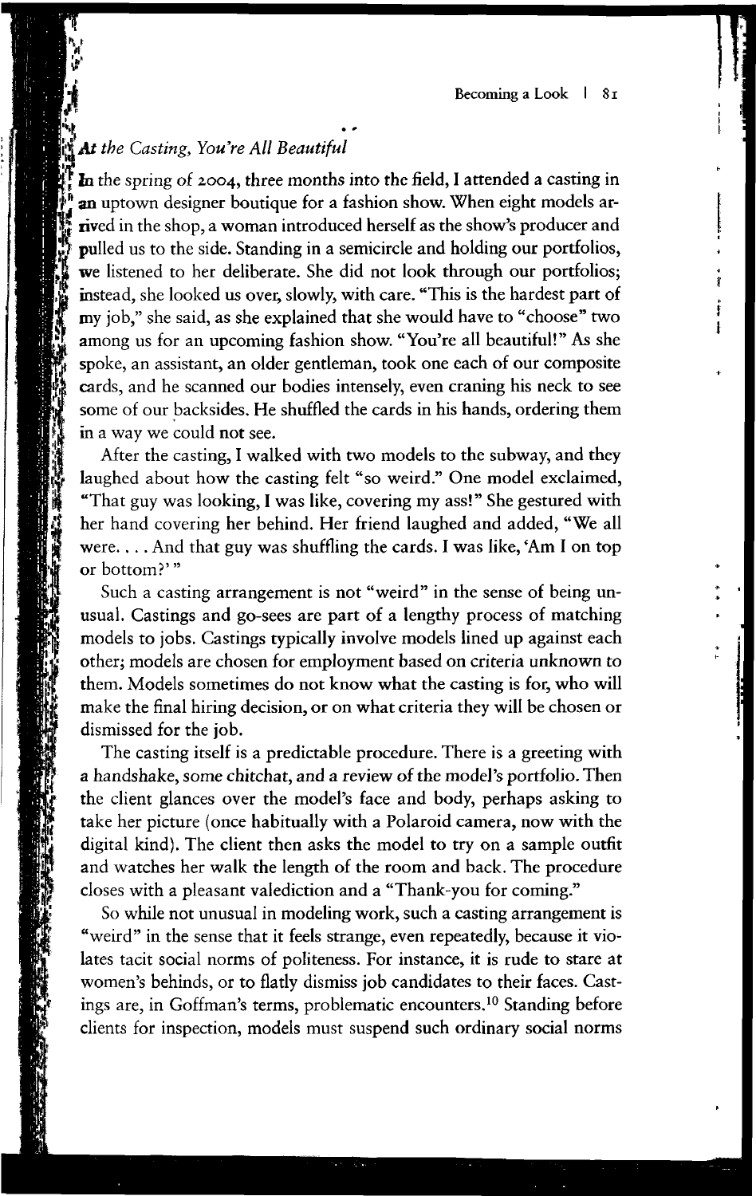### *At the Casting, You're All Beautiful*

In the spring of 2004, three months into the field, I attended a casting in an uptown designer boutique for a fashion show. When eight models arrived in the shop, a woman introduced herself as the show's producer and pulled us to the side. Standing in a semicircle and holding our portfolios, we listened to her deliberate. She did not look through our portfolios; instead, she looked us over, slowly, with care. "This is the hardest part of my job," she said, as she explained that she would have to "choose" two among us for an upcoming fashion show. "You're all beautiful!" As she spoke, an assistant, an older gentleman, took one each of our composite cards, and he scanned our bodies intensely, even craning his neck to see some of our backsides. He shuffled the cards in his hands, ordering them in a way we could not see.

After the casting, I walked with two models to the subway, and they laughed about how the casting felt "so weird." One model exclaimed, "That guy was looking, I was like, covering my ass!" She gestured with her hand covering her behind. Her friend laughed and added, "We all were. . . . And that guy was shuffling the cards. I was like, 'Am I on top or bottom?' "

Such a casting arrangement is not "weird" in the sense of being unusual. Castings and go-sees are part of a lengthy process of matching models to jobs. Castings typically involve models lined up against each other; models are chosen for employment based on criteria unknown to them. Models sometimes do not know what the casting is for, who will make the final hiring decision, or on what criteria they will be chosen or dismissed for the job.

The casting itself is a predictable procedure. There is a greeting with a handshake, some chitchat, and a review of the model's portfolio. Then the client glances over the model's face and body, perhaps asking to take her picture (once habitually with a Polaroid camera, now with the digital kind). The client then asks the model to try on a sample outfit and watches her walk the length of the room and back. The procedure closes with a pleasant valediction and a "Thank-you for coming."

So while not unusual in modeling work, such a casting arrangement is "weird" in the sense that it feels strange, even repeatedly, because it violates tacit social norms of politeness. For instance, it is rude to stare at women's behinds, or to flatly dismiss job candidates to their faces. Castings are, in Goffman's terms, problematic encounters.[10] Standing before clients for inspection, models must suspend such ordinary social norms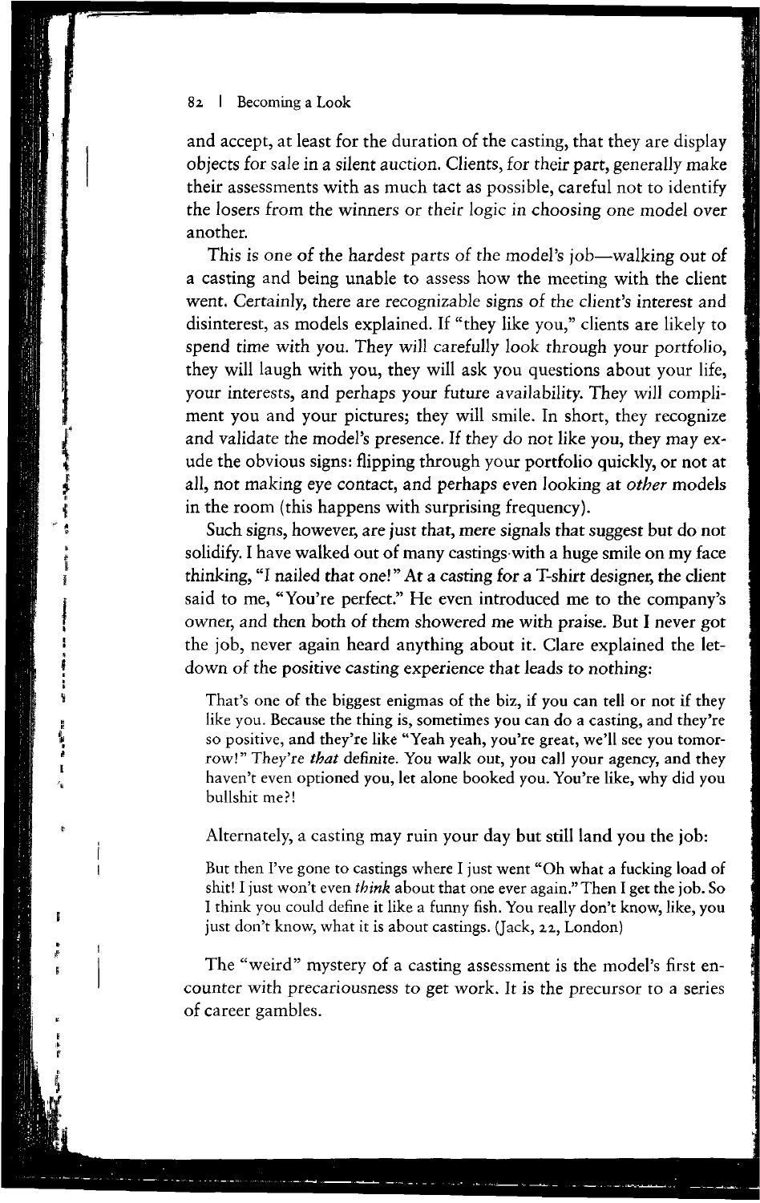and accept, at least for the duration of the casting, that they are display objects for sale in a silent auction. Clients, for their part, generally make their assessments with as much tact as possible, careful not to identify the losers from the winners or their logic in choosing one model over another.

This is one of the hardest parts of the model's job—walking out of a casting and being unable to assess how the meeting with the client went. Certainly, there are recognizable signs of the client's interest and disinterest, as models explained. If "they like you," clients are likely to spend time with you. They will carefully look through your portfolio, they will laugh with you, they will ask you questions about your life, your interests, and perhaps your future availability. They will compliment you and your pictures; they will smile. In short, they recognize and validate the model's presence. If they do not like you, they may exude the obvious signs: flipping through your portfolio quickly, or not at all, not making eye contact, and perhaps even looking at *other* models in the room (this happens with surprising frequency).

Such signs, however, are just that, mere signals that suggest but do not solidify. I have walked out of many castings with a huge smile on my face thinking, "I nailed that one!" At a casting for a T-shirt designer, the client said to me, "You're perfect." He even introduced me to the company's owner, and then both of them showered me with praise. But I never got the job, never again heard anything about it. Clare explained the letdown of the positive casting experience that leads to nothing:

> That's one of the biggest enigmas of the biz, if you can tell or not if they like you. Because the thing is, sometimes you can do a casting, and they're so positive, and they're like "Yeah yeah, you're great, we'll see you tomorrow!" They're *that* definite. You walk out, you call your agency, and they haven't even optioned you, let alone booked you. You're like, why did you bullshit me?!

Alternately, a casting may ruin your day but still land you the job:

> But then I've gone to castings where I just went "Oh what a fucking load of shit! I just won't even *think* about that one ever again." Then I get the job. So I think you could define it like a funny fish. You really don't know, like, you just don't know, what it is about castings. (Jack, 22, London)

The "weird" mystery of a casting assessment is the model's first encounter with precariousness to get work. It is the precursor to a series of career gambles.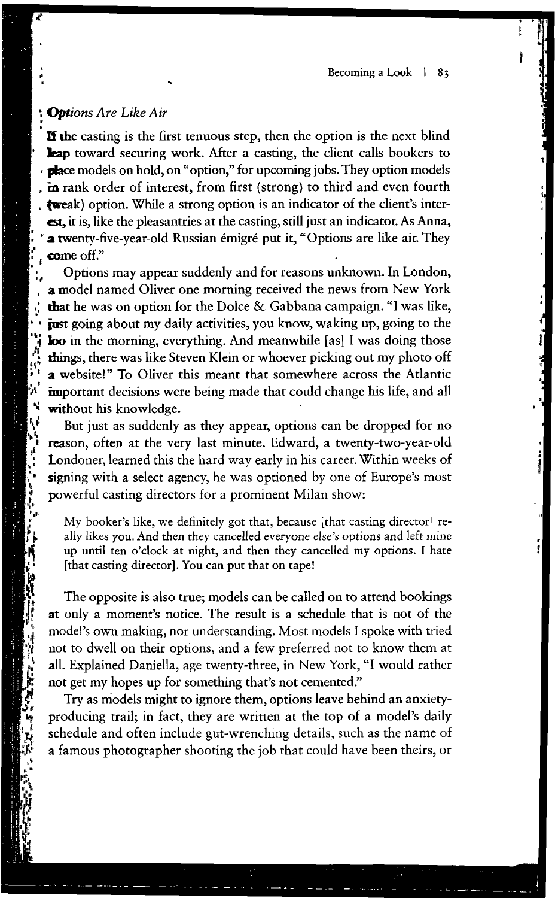### *Options Are Like Air*

If the casting is the first tenuous step, then the option is the next blind leap toward securing work. After a casting, the client calls bookers to place models on hold, on "option," for upcoming jobs. They option models in rank order of interest, from first (strong) to third and even fourth (weak) option. While a strong option is an indicator of the client's interest, it is, like the pleasantries at the casting, still just an indicator. As Anna, a twenty-five-year-old Russian émigré put it, "Options are like air. They come off."

Options may appear suddenly and for reasons unknown. In London, a model named Oliver one morning received the news from New York that he was on option for the Dolce & Gabbana campaign. "I was like, just going about my daily activities, you know, waking up, going to the loo in the morning, everything. And meanwhile [as] I was doing those things, there was like Steven Klein or whoever picking out my photo off a website!" To Oliver this meant that somewhere across the Atlantic important decisions were being made that could change his life, and all without his knowledge.

But just as suddenly as they appear, options can be dropped for no reason, often at the very last minute. Edward, a twenty-two-year-old Londoner, learned this the hard way early in his career. Within weeks of signing with a select agency, he was optioned by one of Europe's most powerful casting directors for a prominent Milan show:

> My booker's like, we definitely got that, because [that casting director] really likes you. And then they cancelled everyone else's options and left mine up until ten o'clock at night, and then they cancelled my options. I hate [that casting director]. You can put that on tape!

The opposite is also true; models can be called on to attend bookings at only a moment's notice. The result is a schedule that is not of the model's own making, nor understanding. Most models I spoke with tried not to dwell on their options, and a few preferred not to know them at all. Explained Daniella, age twenty-three, in New York, "I would rather not get my hopes up for something that's not cemented."

Try as models might to ignore them, options leave behind an anxiety-producing trail; in fact, they are written at the top of a model's daily schedule and often include gut-wrenching details, such as the name of a famous photographer shooting the job that could have been theirs, or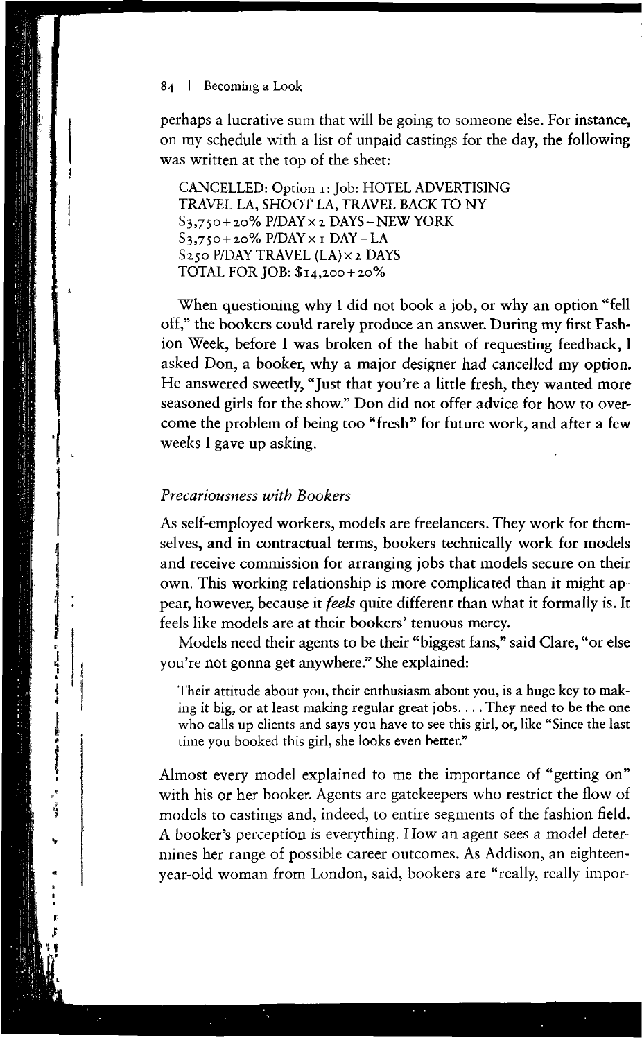perhaps a lucrative sum that will be going to someone else. For instance, on my schedule with a list of unpaid castings for the day, the following was written at the top of the sheet:

> CANCELLED: Option 1: Job: HOTEL ADVERTISING
> TRAVEL LA, SHOOT LA, TRAVEL BACK TO NY
> $3,750 + 20% P/DAY × 2 DAYS – NEW YORK
> $3,750 + 20% P/DAY × 1 DAY – LA
> $250 P/DAY TRAVEL (LA) × 2 DAYS
> TOTAL FOR JOB: $14,200 + 20%

When questioning why I did not book a job, or why an option "fell off," the bookers could rarely produce an answer. During my first Fashion Week, before I was broken of the habit of requesting feedback, I asked Don, a booker, why a major designer had cancelled my option. He answered sweetly, "Just that you're a little fresh, they wanted more seasoned girls for the show." Don did not offer advice for how to overcome the problem of being too "fresh" for future work, and after a few weeks I gave up asking.

### *Precariousness with Bookers*

As self-employed workers, models are freelancers. They work for themselves, and in contractual terms, bookers technically work for models and receive commission for arranging jobs that models secure on their own. This working relationship is more complicated than it might appear, however, because it *feels* quite different than what it formally is. It feels like models are at their bookers' tenuous mercy.

Models need their agents to be their "biggest fans," said Clare, "or else you're not gonna get anywhere." She explained:

> Their attitude about you, their enthusiasm about you, is a huge key to making it big, or at least making regular great jobs. . . . They need to be the one who calls up clients and says you have to see this girl, or, like "Since the last time you booked this girl, she looks even better."

Almost every model explained to me the importance of "getting on" with his or her booker. Agents are gatekeepers who restrict the flow of models to castings and, indeed, to entire segments of the fashion field. A booker's perception is everything. How an agent sees a model determines her range of possible career outcomes. As Addison, an eighteen-year-old woman from London, said, bookers are "really, really impor-